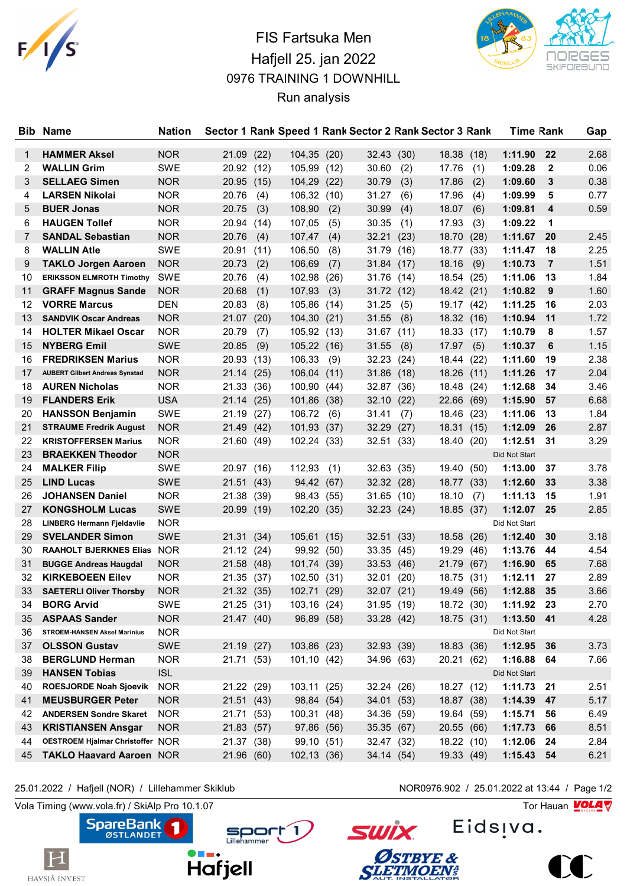# FIS Fartsuka Men

## Hafjell 25. jan 2022

## 0976 TRAINING 1 DOWNHILL

### Run analysis

| Bib | Name | Nation | Sector 1 | Rank | Speed 1 | Rank | Sector 2 | Rank | Sector 3 | Rank | Time | Rank | Gap |
|---|---|---|---|---|---|---|---|---|---|---|---|---|---|
| 1 | **HAMMER Aksel** | NOR | 21.09 | (22) | 104,35 | (20) | 32.43 | (30) | 18.38 | (18) | **1:11.90** | **22** | 2.68 |
| 2 | **WALLIN Grim** | SWE | 20.92 | (12) | 105,99 | (12) | 30.60 | (2) | 17.76 | (1) | **1:09.28** | **2** | 0.06 |
| 3 | **SELLAEG Simen** | NOR | 20.95 | (15) | 104,29 | (22) | 30.79 | (3) | 17.86 | (2) | **1:09.60** | **3** | 0.38 |
| 4 | **LARSEN Nikolai** | NOR | 20.76 | (4) | 106,32 | (10) | 31.27 | (6) | 17.96 | (4) | **1:09.99** | **5** | 0.77 |
| 5 | **BUER Jonas** | NOR | 20.75 | (3) | 108,90 | (2) | 30.99 | (4) | 18.07 | (6) | **1:09.81** | **4** | 0.59 |
| 6 | **HAUGEN Tollef** | NOR | 20.94 | (14) | 107,05 | (5) | 30.35 | (1) | 17.93 | (3) | **1:09.22** | **1** | |
| 7 | **SANDAL Sebastian** | NOR | 20.76 | (4) | 107,47 | (4) | 32.21 | (23) | 18.70 | (28) | **1:11.67** | **20** | 2.45 |
| 8 | **WALLIN Atle** | SWE | 20.91 | (11) | 106,50 | (8) | 31.79 | (16) | 18.77 | (33) | **1:11.47** | **18** | 2.25 |
| 9 | **TAKLO Jorgen Aaroen** | NOR | 20.73 | (2) | 106,69 | (7) | 31.84 | (17) | 18.16 | (9) | **1:10.73** | **7** | 1.51 |
| 10 | **ERIKSSON ELMROTH Timothy** | SWE | 20.76 | (4) | 102,98 | (26) | 31.76 | (14) | 18.54 | (25) | **1:11.06** | **13** | 1.84 |
| 11 | **GRAFF Magnus Sande** | NOR | 20.68 | (1) | 107,93 | (3) | 31.72 | (12) | 18.42 | (21) | **1:10.82** | **9** | 1.60 |
| 12 | **VORRE Marcus** | DEN | 20.83 | (8) | 105,86 | (14) | 31.25 | (5) | 19.17 | (42) | **1:11.25** | **16** | 2.03 |
| 13 | **SANDVIK Oscar Andreas** | NOR | 21.07 | (20) | 104,30 | (21) | 31.55 | (8) | 18.32 | (16) | **1:10.94** | **11** | 1.72 |
| 14 | **HOLTER Mikael Oscar** | NOR | 20.79 | (7) | 105,92 | (13) | 31.67 | (11) | 18.33 | (17) | **1:10.79** | **8** | 1.57 |
| 15 | **NYBERG Emil** | SWE | 20.85 | (9) | 105,22 | (16) | 31.55 | (8) | 17.97 | (5) | **1:10.37** | **6** | 1.15 |
| 16 | **FREDRIKSEN Marius** | NOR | 20.93 | (13) | 106,33 | (9) | 32.23 | (24) | 18.44 | (22) | **1:11.60** | **19** | 2.38 |
| 17 | **AUBERT Gilbert Andreas Synstad** | NOR | 21.14 | (25) | 106,04 | (11) | 31.86 | (18) | 18.26 | (11) | **1:11.26** | **17** | 2.04 |
| 18 | **AUREN Nicholas** | NOR | 21.33 | (36) | 100,90 | (44) | 32.87 | (36) | 18.48 | (24) | **1:12.68** | **34** | 3.46 |
| 19 | **FLANDERS Erik** | USA | 21.14 | (25) | 101,86 | (38) | 32.10 | (22) | 22.66 | (69) | **1:15.90** | **57** | 6.68 |
| 20 | **HANSSON Benjamin** | SWE | 21.19 | (27) | 106,72 | (6) | 31.41 | (7) | 18.46 | (23) | **1:11.06** | **13** | 1.84 |
| 21 | **STRAUME Fredrik August** | NOR | 21.49 | (42) | 101,93 | (37) | 32.29 | (27) | 18.31 | (15) | **1:12.09** | **26** | 2.87 |
| 22 | **KRISTOFFERSEN Marius** | NOR | 21.60 | (49) | 102,24 | (33) | 32.51 | (33) | 18.40 | (20) | **1:12.51** | **31** | 3.29 |
| 23 | **BRAEKKEN Theodor** | NOR | | | | | | | | | Did Not Start | | |
| 24 | **MALKER Filip** | SWE | 20.97 | (16) | 112,93 | (1) | 32.63 | (35) | 19.40 | (50) | **1:13.00** | **37** | 3.78 |
| 25 | **LIND Lucas** | SWE | 21.51 | (43) | 94,42 | (67) | 32.32 | (28) | 18.77 | (33) | **1:12.60** | **33** | 3.38 |
| 26 | **JOHANSEN Daniel** | NOR | 21.38 | (39) | 98,43 | (55) | 31.65 | (10) | 18.10 | (7) | **1:11.13** | **15** | 1.91 |
| 27 | **KONGSHOLM Lucas** | SWE | 20.99 | (19) | 102,20 | (35) | 32.23 | (24) | 18.85 | (37) | **1:12.07** | **25** | 2.85 |
| 28 | **LINBERG Hermann Fjeldavlie** | NOR | | | | | | | | | Did Not Start | | |
| 29 | **SVELANDER Simon** | SWE | 21.31 | (34) | 105,61 | (15) | 32.51 | (33) | 18.58 | (26) | **1:12.40** | **30** | 3.18 |
| 30 | **RAAHOLT BJERKNES Elias** | NOR | 21.12 | (24) | 99,92 | (50) | 33.35 | (45) | 19.29 | (46) | **1:13.76** | **44** | 4.54 |
| 31 | **BUGGE Andreas Haugdal** | NOR | 21.58 | (48) | 101,74 | (39) | 33.53 | (46) | 21.79 | (67) | **1:16.90** | **65** | 7.68 |
| 32 | **KIRKEBOEEN Eilev** | NOR | 21.35 | (37) | 102,50 | (31) | 32.01 | (20) | 18.75 | (31) | **1:12.11** | **27** | 2.89 |
| 33 | **SAETERLI Oliver Thorsby** | NOR | 21.32 | (35) | 102,71 | (29) | 32.07 | (21) | 19.49 | (56) | **1:12.88** | **35** | 3.66 |
| 34 | **BORG Arvid** | SWE | 21.25 | (31) | 103,16 | (24) | 31.95 | (19) | 18.72 | (30) | **1:11.92** | **23** | 2.70 |
| 35 | **ASPAAS Sander** | NOR | 21.47 | (40) | 96,89 | (58) | 33.28 | (42) | 18.75 | (31) | **1:13.50** | **41** | 4.28 |
| 36 | **STROEM-HANSEN Aksel Marinius** | NOR | | | | | | | | | Did Not Start | | |
| 37 | **OLSSON Gustav** | SWE | 21.19 | (27) | 103,86 | (23) | 32.93 | (39) | 18.83 | (36) | **1:12.95** | **36** | 3.73 |
| 38 | **BERGLUND Herman** | NOR | 21.71 | (53) | 101,10 | (42) | 34.96 | (63) | 20.21 | (62) | **1:16.88** | **64** | 7.66 |
| 39 | **HANSEN Tobias** | ISL | | | | | | | | | Did Not Start | | |
| 40 | **ROESJORDE Noah Sjoevik** | NOR | 21.22 | (29) | 103,11 | (25) | 32.24 | (26) | 18.27 | (12) | **1:11.73** | **21** | 2.51 |
| 41 | **MEUSBURGER Peter** | NOR | 21.51 | (43) | 98,84 | (54) | 34.01 | (53) | 18.87 | (38) | **1:14.39** | **47** | 5.17 |
| 42 | **ANDERSEN Sondre Skaret** | NOR | 21.71 | (53) | 100,31 | (48) | 34.36 | (59) | 19.64 | (59) | **1:15.71** | **56** | 6.49 |
| 43 | **KRISTIANSEN Ansgar** | NOR | 21.83 | (57) | 97,86 | (56) | 35.35 | (67) | 20.55 | (66) | **1:17.73** | **66** | 8.51 |
| 44 | **OESTROEM Hjalmar Christoffer** | NOR | 21.37 | (38) | 99,10 | (51) | 32.47 | (32) | 18.22 | (10) | **1:12.06** | **24** | 2.84 |
| 45 | **TAKLO Haavard Aaroen** | NOR | 21.96 | (60) | 102,13 | (36) | 34.14 | (54) | 19.33 | (49) | **1:15.43** | **54** | 6.21 |

25.01.2022 / Hafjell (NOR) / Lillehammer Skiklub

NOR0976.902 / 25.01.2022 at 13:44

Vola Timing (www.vola.fr) / SkiAlp Pro 10.1.07

Tor Hauan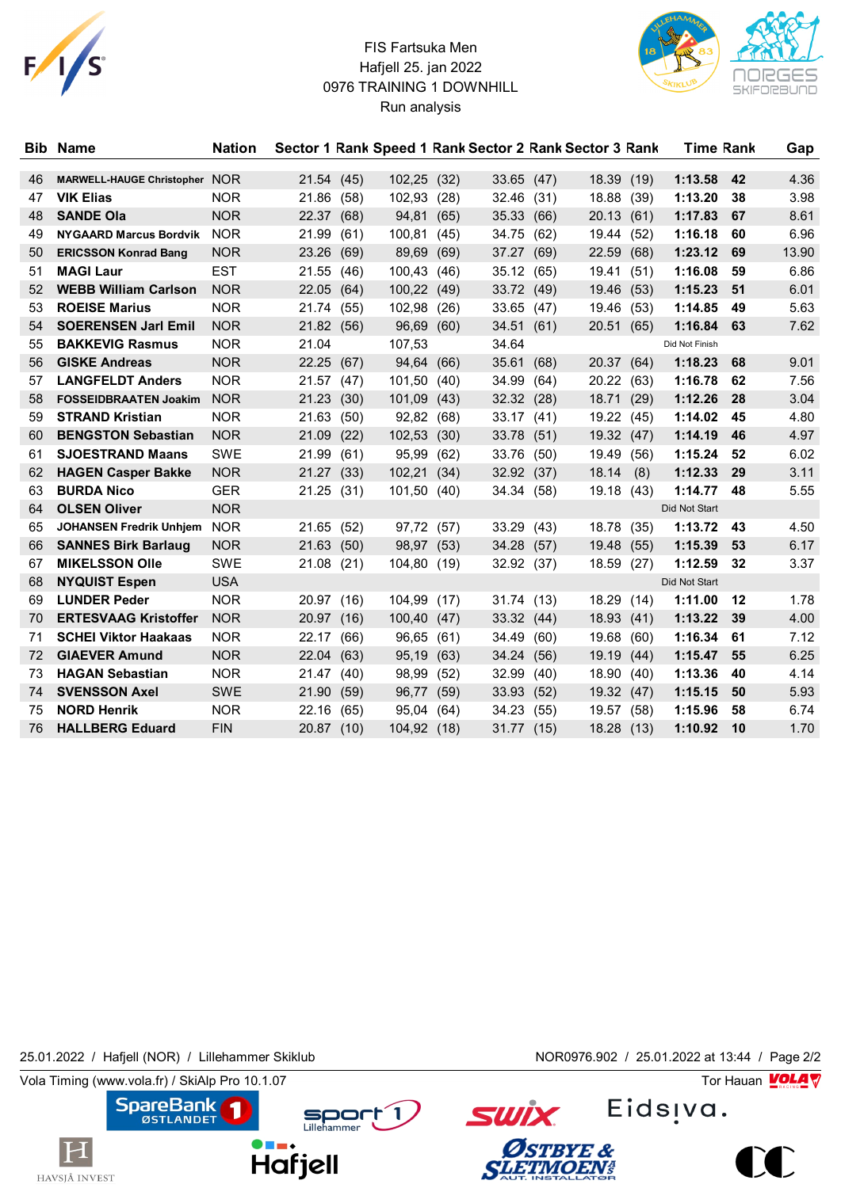FIS Fartsuka Men
Hafjell 25. jan 2022
0976 TRAINING 1 DOWNHILL
Run analysis

| Bib | Name | Nation | Sector 1 | Rank | Speed 1 | Rank | Sector 2 | Rank | Sector 3 | Rank | Time | Rank | Gap |
|---|---|---|---|---|---|---|---|---|---|---|---|---|---|
| 46 | MARWELL-HAUGE Christopher | NOR | 21.54 | (45) | 102,25 | (32) | 33.65 | (47) | 18.39 | (19) | **1:13.58** | **42** | 4.36 |
| 47 | **VIK Elias** | NOR | 21.86 | (58) | 102,93 | (28) | 32.46 | (31) | 18.88 | (39) | **1:13.20** | **38** | 3.98 |
| 48 | **SANDE Ola** | NOR | 22.37 | (68) | 94,81 | (65) | 35.33 | (66) | 20.13 | (61) | **1:17.83** | **67** | 8.61 |
| 49 | NYGAARD Marcus Bordvik | NOR | 21.99 | (61) | 100,81 | (45) | 34.75 | (62) | 19.44 | (52) | **1:16.18** | **60** | 6.96 |
| 50 | ERICSSON Konrad Bang | NOR | 23.26 | (69) | 89,69 | (69) | 37.27 | (69) | 22.59 | (68) | **1:23.12** | **69** | 13.90 |
| 51 | **MAGI Laur** | EST | 21.55 | (46) | 100,43 | (46) | 35.12 | (65) | 19.41 | (51) | **1:16.08** | **59** | 6.86 |
| 52 | **WEBB William Carlson** | NOR | 22.05 | (64) | 100,22 | (49) | 33.72 | (49) | 19.46 | (53) | **1:15.23** | **51** | 6.01 |
| 53 | **ROEISE Marius** | NOR | 21.74 | (55) | 102,98 | (26) | 33.65 | (47) | 19.46 | (53) | **1:14.85** | **49** | 5.63 |
| 54 | **SOERENSEN Jarl Emil** | NOR | 21.82 | (56) | 96,69 | (60) | 34.51 | (61) | 20.51 | (65) | **1:16.84** | **63** | 7.62 |
| 55 | **BAKKEVIG Rasmus** | NOR | 21.04 | | 107,53 | | 34.64 | | | | Did Not Finish | | |
| 56 | **GISKE Andreas** | NOR | 22.25 | (67) | 94,64 | (66) | 35.61 | (68) | 20.37 | (64) | **1:18.23** | **68** | 9.01 |
| 57 | **LANGFELDT Anders** | NOR | 21.57 | (47) | 101,50 | (40) | 34.99 | (64) | 20.22 | (63) | **1:16.78** | **62** | 7.56 |
| 58 | FOSSEIDBRAATEN Joakim | NOR | 21.23 | (30) | 101,09 | (43) | 32.32 | (28) | 18.71 | (29) | **1:12.26** | **28** | 3.04 |
| 59 | **STRAND Kristian** | NOR | 21.63 | (50) | 92,82 | (68) | 33.17 | (41) | 19.22 | (45) | **1:14.02** | **45** | 4.80 |
| 60 | **BENGSTON Sebastian** | NOR | 21.09 | (22) | 102,53 | (30) | 33.78 | (51) | 19.32 | (47) | **1:14.19** | **46** | 4.97 |
| 61 | **SJOESTRAND Maans** | SWE | 21.99 | (61) | 95,99 | (62) | 33.76 | (50) | 19.49 | (56) | **1:15.24** | **52** | 6.02 |
| 62 | **HAGEN Casper Bakke** | NOR | 21.27 | (33) | 102,21 | (34) | 32.92 | (37) | 18.14 | (8) | **1:12.33** | **29** | 3.11 |
| 63 | **BURDA Nico** | GER | 21.25 | (31) | 101,50 | (40) | 34.34 | (58) | 19.18 | (43) | **1:14.77** | **48** | 5.55 |
| 64 | **OLSEN Oliver** | NOR | | | | | | | | | Did Not Start | | |
| 65 | JOHANSEN Fredrik Unhjem | NOR | 21.65 | (52) | 97,72 | (57) | 33.29 | (43) | 18.78 | (35) | **1:13.72** | **43** | 4.50 |
| 66 | **SANNES Birk Barlaug** | NOR | 21.63 | (50) | 98,97 | (53) | 34.28 | (57) | 19.48 | (55) | **1:15.39** | **53** | 6.17 |
| 67 | **MIKELSSON Olle** | SWE | 21.08 | (21) | 104,80 | (19) | 32.92 | (37) | 18.59 | (27) | **1:12.59** | **32** | 3.37 |
| 68 | **NYQUIST Espen** | USA | | | | | | | | | Did Not Start | | |
| 69 | **LUNDER Peder** | NOR | 20.97 | (16) | 104,99 | (17) | 31.74 | (13) | 18.29 | (14) | **1:11.00** | **12** | 1.78 |
| 70 | **ERTESVAAG Kristoffer** | NOR | 20.97 | (16) | 100,40 | (47) | 33.32 | (44) | 18.93 | (41) | **1:13.22** | **39** | 4.00 |
| 71 | **SCHEI Viktor Haakaas** | NOR | 22.17 | (66) | 96,65 | (61) | 34.49 | (60) | 19.68 | (60) | **1:16.34** | **61** | 7.12 |
| 72 | **GIAEVER Amund** | NOR | 22.04 | (63) | 95,19 | (63) | 34.24 | (56) | 19.19 | (44) | **1:15.47** | **55** | 6.25 |
| 73 | **HAGAN Sebastian** | NOR | 21.47 | (40) | 98,99 | (52) | 32.99 | (40) | 18.90 | (40) | **1:13.36** | **40** | 4.14 |
| 74 | **SVENSSON Axel** | SWE | 21.90 | (59) | 96,77 | (59) | 33.93 | (52) | 19.32 | (47) | **1:15.15** | **50** | 5.93 |
| 75 | **NORD Henrik** | NOR | 22.16 | (65) | 95,04 | (64) | 34.23 | (55) | 19.57 | (58) | **1:15.96** | **58** | 6.74 |
| 76 | **HALLBERG Eduard** | FIN | 20.87 | (10) | 104,92 | (18) | 31.77 | (15) | 18.28 | (13) | **1:10.92** | **10** | 1.70 |

25.01.2022 / Hafjell (NOR) / Lillehammer Skiklub — NOR0976.902 / 25.01.2022 at 13:44

Vola Timing (www.vola.fr) / SkiAlp Pro 10.1.07 — Tor Hauan